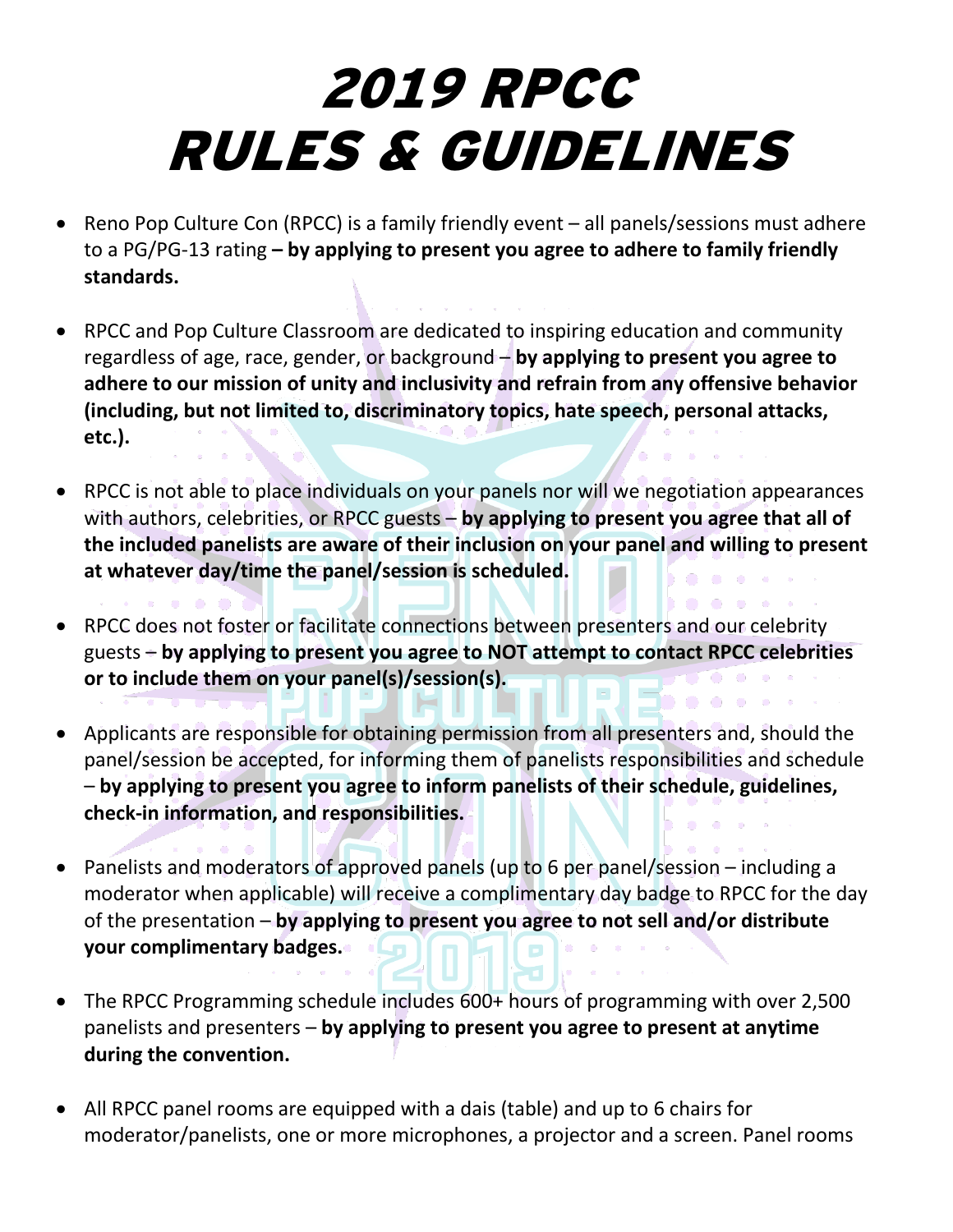# 2019 RPCC RULES & GUIDELINES

- Reno Pop Culture Con (RPCC) is a family friendly event – all panels/sessions must adhere to a PG/PG-13 rating **– by applying to present you agree to adhere to family friendly standards.**

- RPCC and Pop Culture Classroom are dedicated to inspiring education and community regardless of age, race, gender, or background – **by applying to present you agree to adhere to our mission of unity and inclusivity and refrain from any offensive behavior (including, but not limited to, discriminatory topics, hate speech, personal attacks, etc.).**

- RPCC is not able to place individuals on your panels nor will we negotiation appearances with authors, celebrities, or RPCC guests – **by applying to present you agree that all of the included panelists are aware of their inclusion on your panel and willing to present at whatever day/time the panel/session is scheduled.**

- RPCC does not foster or facilitate connections between presenters and our celebrity guests – **by applying to present you agree to NOT attempt to contact RPCC celebrities or to include them on your panel(s)/session(s).**

- Applicants are responsible for obtaining permission from all presenters and, should the panel/session be accepted, for informing them of panelists responsibilities and schedule – **by applying to present you agree to inform panelists of their schedule, guidelines, check-in information, and responsibilities.**

- Panelists and moderators of approved panels (up to 6 per panel/session – including a moderator when applicable) will receive a complimentary day badge to RPCC for the day of the presentation – **by applying to present you agree to not sell and/or distribute your complimentary badges.**

- The RPCC Programming schedule includes 600+ hours of programming with over 2,500 panelists and presenters – **by applying to present you agree to present at anytime during the convention.**

- All RPCC panel rooms are equipped with a dais (table) and up to 6 chairs for moderator/panelists, one or more microphones, a projector and a screen. Panel rooms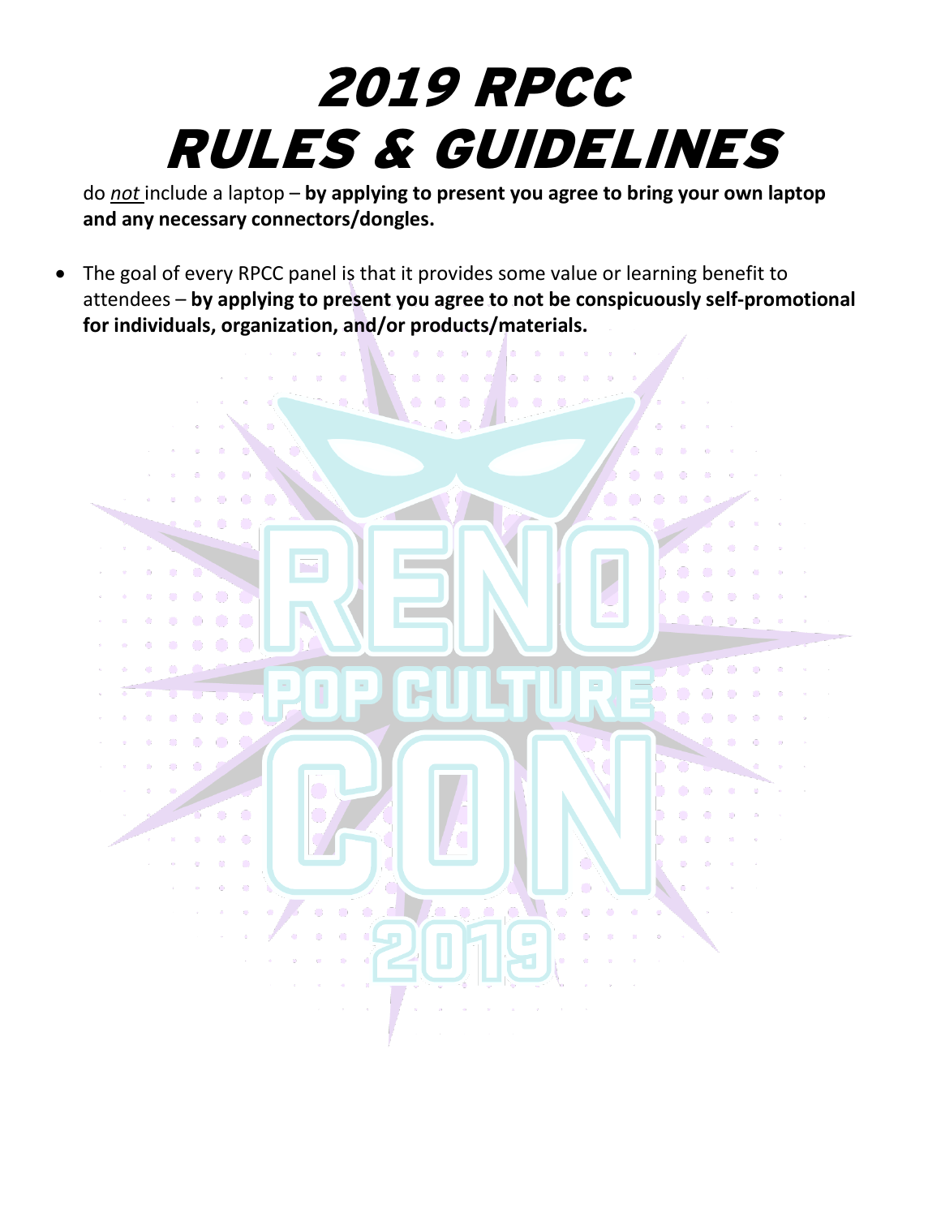# 2019 RPCC RULES & GUIDELINES

do *not* include a laptop – **by applying to present you agree to bring your own laptop and any necessary connectors/dongles.**

- The goal of every RPCC panel is that it provides some value or learning benefit to attendees – **by applying to present you agree to not be conspicuously self-promotional for individuals, organization, and/or products/materials.**